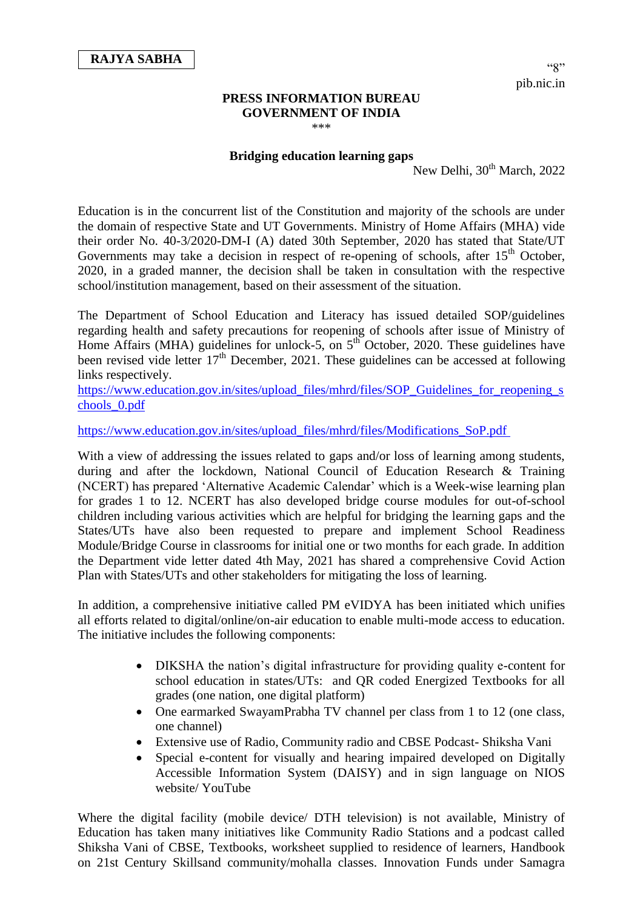**RAJYA SABHA**

"8"

pib.nic.in

**PRESS INFORMATION BUREAU**
**GOVERNMENT OF INDIA**

\*\*\*

**Bridging education learning gaps**

New Delhi, 30th March, 2022

Education is in the concurrent list of the Constitution and majority of the schools are under the domain of respective State and UT Governments. Ministry of Home Affairs (MHA) vide their order No. 40-3/2020-DM-I (A) dated 30th September, 2020 has stated that State/UT Governments may take a decision in respect of re-opening of schools, after 15th October, 2020, in a graded manner, the decision shall be taken in consultation with the respective school/institution management, based on their assessment of the situation.

The Department of School Education and Literacy has issued detailed SOP/guidelines regarding health and safety precautions for reopening of schools after issue of Ministry of Home Affairs (MHA) guidelines for unlock-5, on 5th October, 2020. These guidelines have been revised vide letter 17th December, 2021. These guidelines can be accessed at following links respectively.

https://www.education.gov.in/sites/upload_files/mhrd/files/SOP_Guidelines_for_reopening_schools_0.pdf

https://www.education.gov.in/sites/upload_files/mhrd/files/Modifications_SoP.pdf

With a view of addressing the issues related to gaps and/or loss of learning among students, during and after the lockdown, National Council of Education Research & Training (NCERT) has prepared 'Alternative Academic Calendar' which is a Week-wise learning plan for grades 1 to 12. NCERT has also developed bridge course modules for out-of-school children including various activities which are helpful for bridging the learning gaps and the States/UTs have also been requested to prepare and implement School Readiness Module/Bridge Course in classrooms for initial one or two months for each grade. In addition the Department vide letter dated 4th May, 2021 has shared a comprehensive Covid Action Plan with States/UTs and other stakeholders for mitigating the loss of learning.

In addition, a comprehensive initiative called PM eVIDYA has been initiated which unifies all efforts related to digital/online/on-air education to enable multi-mode access to education. The initiative includes the following components:

- DIKSHA the nation's digital infrastructure for providing quality e-content for school education in states/UTs: and QR coded Energized Textbooks for all grades (one nation, one digital platform)
- One earmarked SwayamPrabha TV channel per class from 1 to 12 (one class, one channel)
- Extensive use of Radio, Community radio and CBSE Podcast- Shiksha Vani
- Special e-content for visually and hearing impaired developed on Digitally Accessible Information System (DAISY) and in sign language on NIOS website/ YouTube

Where the digital facility (mobile device/ DTH television) is not available, Ministry of Education has taken many initiatives like Community Radio Stations and a podcast called Shiksha Vani of CBSE, Textbooks, worksheet supplied to residence of learners, Handbook on 21st Century Skillsand community/mohalla classes. Innovation Funds under Samagra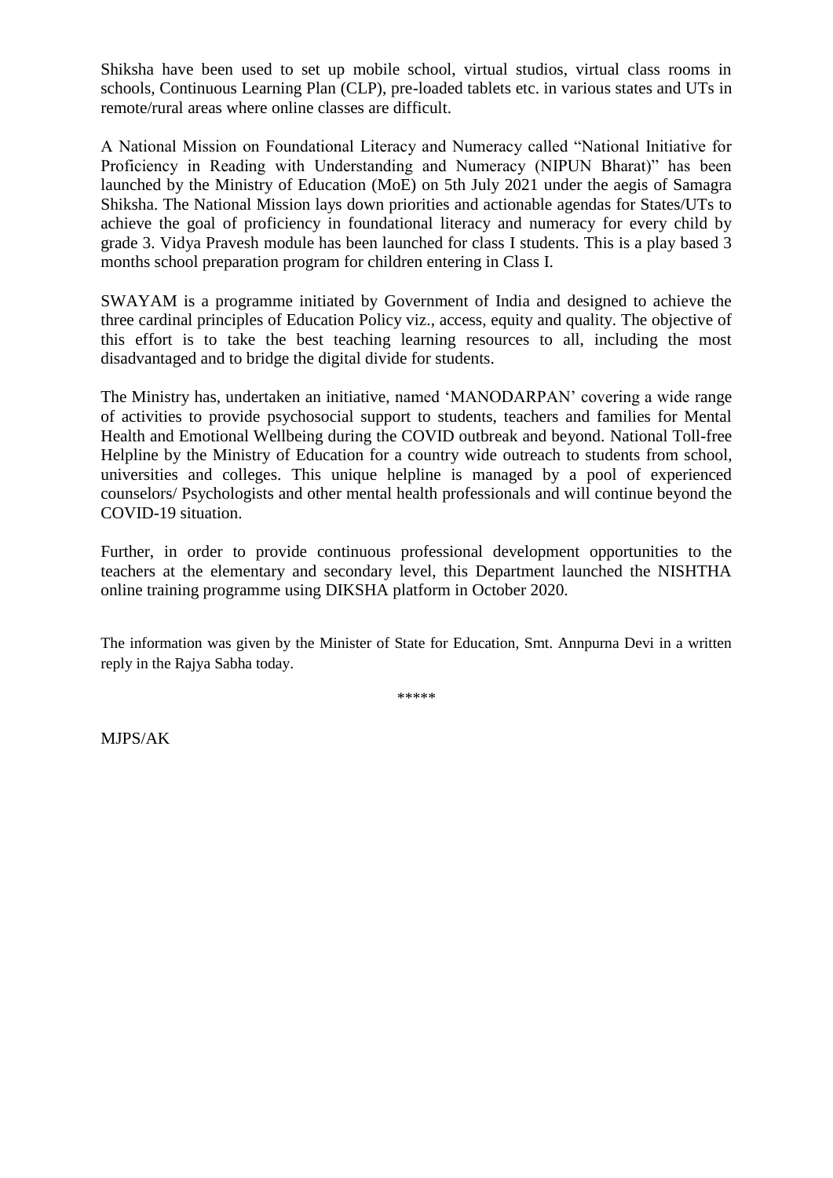Shiksha have been used to set up mobile school, virtual studios, virtual class rooms in schools, Continuous Learning Plan (CLP), pre-loaded tablets etc. in various states and UTs in remote/rural areas where online classes are difficult.

A National Mission on Foundational Literacy and Numeracy called "National Initiative for Proficiency in Reading with Understanding and Numeracy (NIPUN Bharat)" has been launched by the Ministry of Education (MoE) on 5th July 2021 under the aegis of Samagra Shiksha. The National Mission lays down priorities and actionable agendas for States/UTs to achieve the goal of proficiency in foundational literacy and numeracy for every child by grade 3. Vidya Pravesh module has been launched for class I students. This is a play based 3 months school preparation program for children entering in Class I.

SWAYAM is a programme initiated by Government of India and designed to achieve the three cardinal principles of Education Policy viz., access, equity and quality. The objective of this effort is to take the best teaching learning resources to all, including the most disadvantaged and to bridge the digital divide for students.

The Ministry has, undertaken an initiative, named 'MANODARPAN' covering a wide range of activities to provide psychosocial support to students, teachers and families for Mental Health and Emotional Wellbeing during the COVID outbreak and beyond. National Toll-free Helpline by the Ministry of Education for a country wide outreach to students from school, universities and colleges. This unique helpline is managed by a pool of experienced counselors/ Psychologists and other mental health professionals and will continue beyond the COVID-19 situation.

Further, in order to provide continuous professional development opportunities to the teachers at the elementary and secondary level, this Department launched the NISHTHA online training programme using DIKSHA platform in October 2020.

The information was given by the Minister of State for Education, Smt. Annpurna Devi in a written reply in the Rajya Sabha today.

*****

MJPS/AK